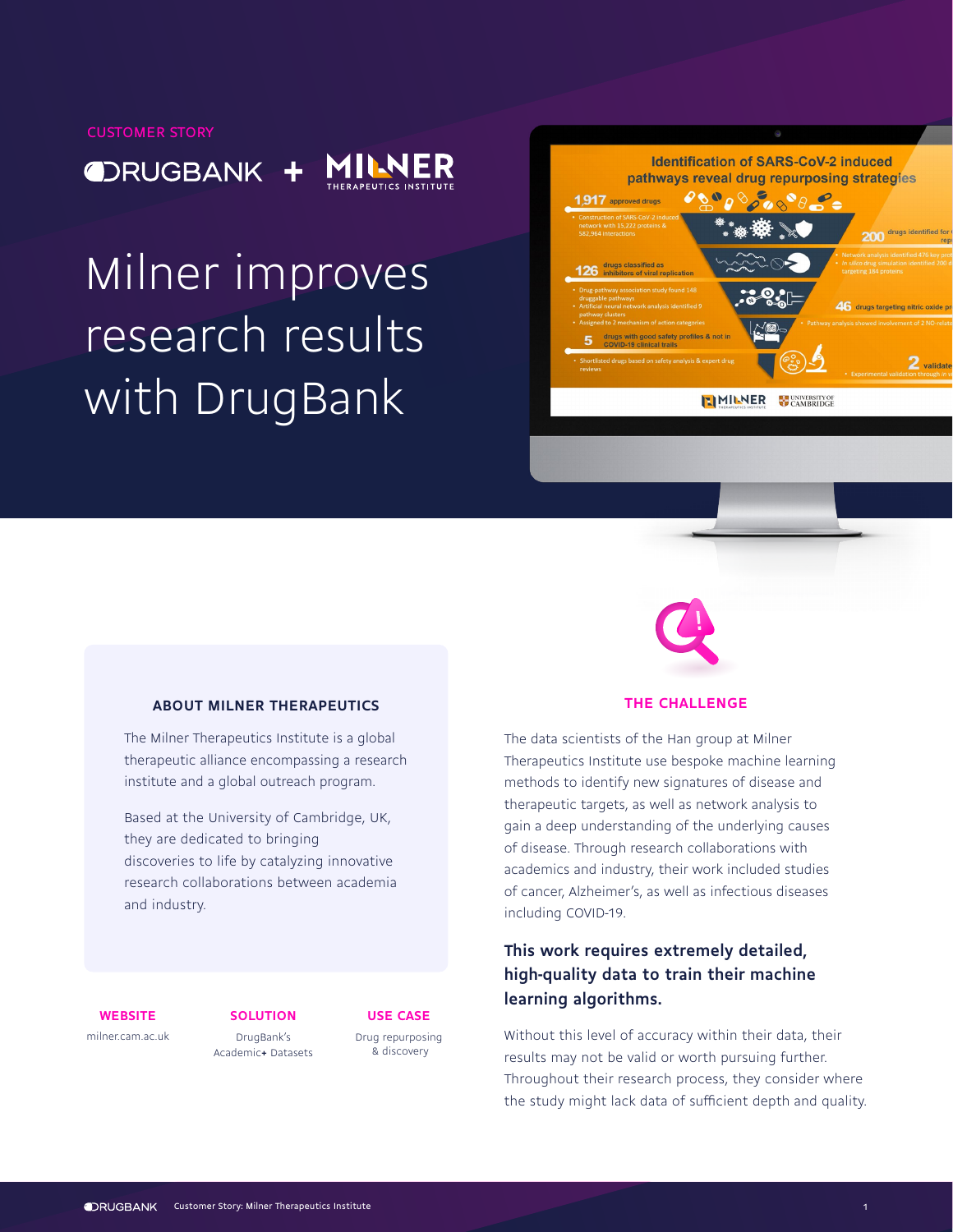CUSTOMER STORY

DRUGBANK + MILNER THERAPEUTICS INSTITUTE

# Milner improves research results with DrugBank

## ABOUT MILNER THERAPEUTICS

The Milner Therapeutics Institute is a global therapeutic alliance encompassing a research institute and a global outreach program.

Based at the University of Cambridge, UK, they are dedicated to bringing discoveries to life by catalyzing innovative research collaborations between academia and industry.

**WEBSITE**
milner.cam.ac.uk

**SOLUTION**
DrugBank's Academic+ Datasets

**USE CASE**
Drug repurposing & discovery

## THE CHALLENGE

The data scientists of the Han group at Milner Therapeutics Institute use bespoke machine learning methods to identify new signatures of disease and therapeutic targets, as well as network analysis to gain a deep understanding of the underlying causes of disease. Through research collaborations with academics and industry, their work included studies of cancer, Alzheimer's, as well as infectious diseases including COVID-19.

### This work requires extremely detailed, high-quality data to train their machine learning algorithms.

Without this level of accuracy within their data, their results may not be valid or worth pursuing further. Throughout their research process, they consider where the study might lack data of sufficient depth and quality.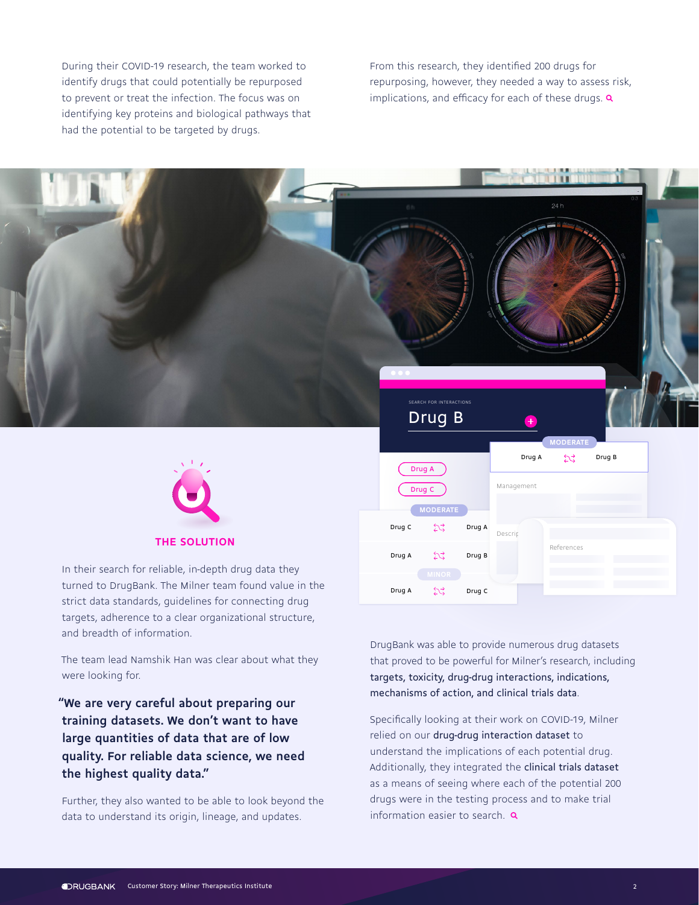During their COVID-19 research, the team worked to identify drugs that could potentially be repurposed to prevent or treat the infection. The focus was on identifying key proteins and biological pathways that had the potential to be targeted by drugs.

From this research, they identified 200 drugs for repurposing, however, they needed a way to assess risk, implications, and efficacy for each of these drugs.

## THE SOLUTION

In their search for reliable, in-depth drug data they turned to DrugBank. The Milner team found value in the strict data standards, guidelines for connecting drug targets, adherence to a clear organizational structure, and breadth of information.

The team lead Namshik Han was clear about what they were looking for.

**"We are very careful about preparing our training datasets. We don't want to have large quantities of data that are of low quality. For reliable data science, we need the highest quality data."**

Further, they also wanted to be able to look beyond the data to understand its origin, lineage, and updates.

DrugBank was able to provide numerous drug datasets that proved to be powerful for Milner's research, including targets, toxicity, drug-drug interactions, indications, mechanisms of action, and clinical trials data.

Specifically looking at their work on COVID-19, Milner relied on our drug-drug interaction dataset to understand the implications of each potential drug. Additionally, they integrated the clinical trials dataset as a means of seeing where each of the potential 200 drugs were in the testing process and to make trial information easier to search.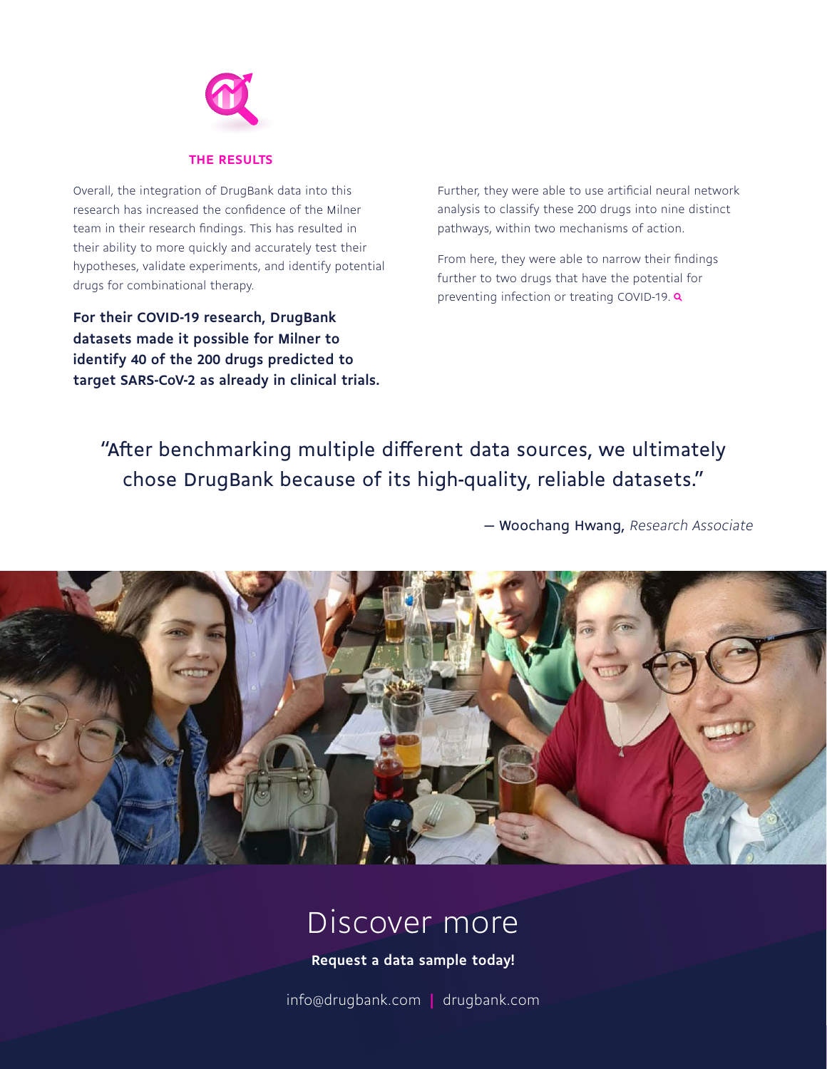## THE RESULTS

Overall, the integration of DrugBank data into this research has increased the confidence of the Milner team in their research findings. This has resulted in their ability to more quickly and accurately test their hypotheses, validate experiments, and identify potential drugs for combinational therapy.

**For their COVID-19 research, DrugBank datasets made it possible for Milner to identify 40 of the 200 drugs predicted to target SARS-CoV-2 as already in clinical trials.**

Further, they were able to use artificial neural network analysis to classify these 200 drugs into nine distinct pathways, within two mechanisms of action.

From here, they were able to narrow their findings further to two drugs that have the potential for preventing infection or treating COVID-19.

"After benchmarking multiple different data sources, we ultimately chose DrugBank because of its high-quality, reliable datasets."

— Woochang Hwang, *Research Associate*

# Discover more

**Request a data sample today!**

info@drugbank.com | drugbank.com